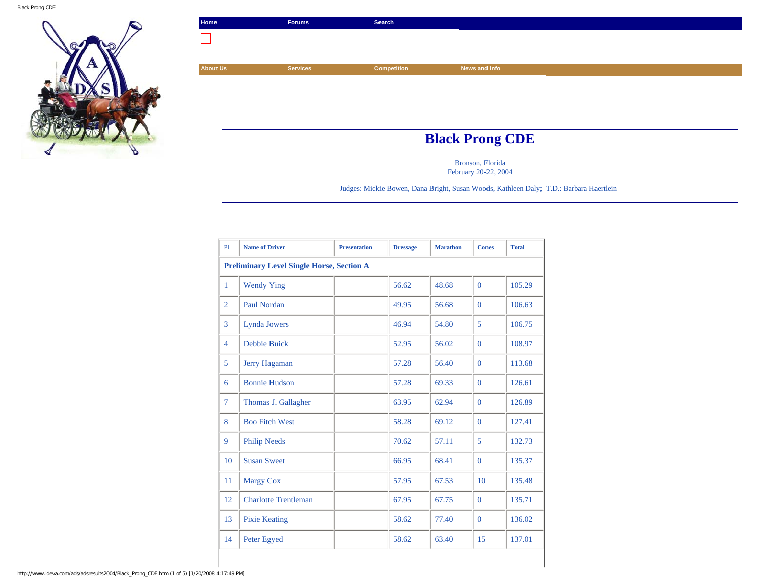Home | Forums | Search

About Us | Services | Competition | News and Info

# Black Prong CDE

Bronson, Florida
February 20-22, 2004

Judges: Mickie Bowen, Dana Bright, Susan Woods, Kathleen Daly; T.D.: Barbara Haertlein

| Pl | Name of Driver | Presentation | Dressage | Marathon | Cones | Total |
|---|---|---|---|---|---|---|
| **Preliminary Level Single Horse, Section A** | | | | | | |
| 1 | Wendy Ying | | 56.62 | 48.68 | 0 | 105.29 |
| 2 | Paul Nordan | | 49.95 | 56.68 | 0 | 106.63 |
| 3 | Lynda Jowers | | 46.94 | 54.80 | 5 | 106.75 |
| 4 | Debbie Buick | | 52.95 | 56.02 | 0 | 108.97 |
| 5 | Jerry Hagaman | | 57.28 | 56.40 | 0 | 113.68 |
| 6 | Bonnie Hudson | | 57.28 | 69.33 | 0 | 126.61 |
| 7 | Thomas J. Gallagher | | 63.95 | 62.94 | 0 | 126.89 |
| 8 | Boo Fitch West | | 58.28 | 69.12 | 0 | 127.41 |
| 9 | Philip Needs | | 70.62 | 57.11 | 5 | 132.73 |
| 10 | Susan Sweet | | 66.95 | 68.41 | 0 | 135.37 |
| 11 | Margy Cox | | 57.95 | 67.53 | 10 | 135.48 |
| 12 | Charlotte Trentleman | | 67.95 | 67.75 | 0 | 135.71 |
| 13 | Pixie Keating | | 58.62 | 77.40 | 0 | 136.02 |
| 14 | Peter Egyed | | 58.62 | 63.40 | 15 | 137.01 |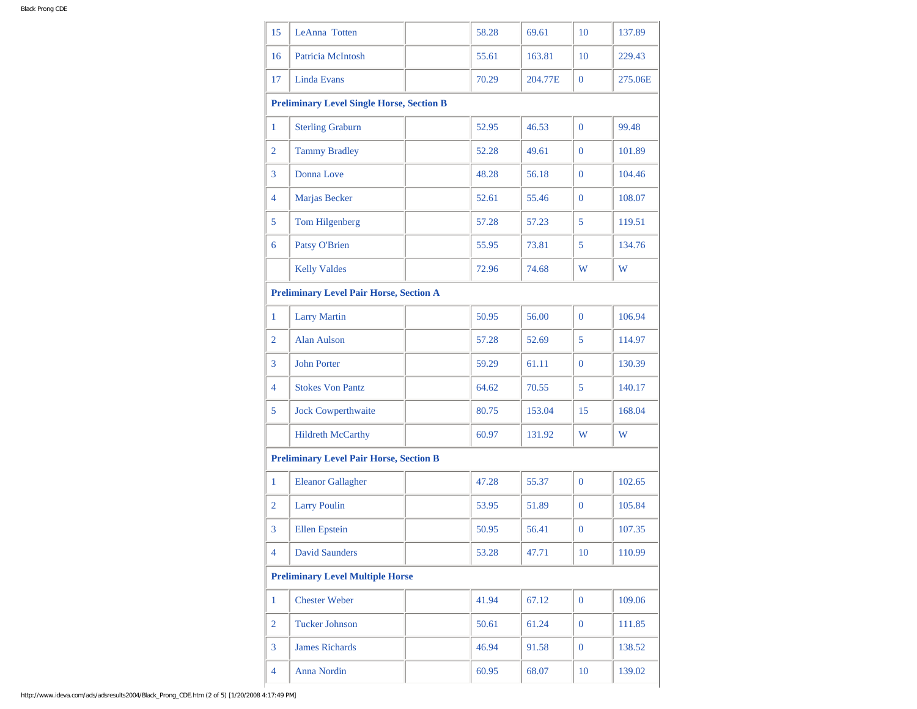| | | | | | | |
|---|---|---|---|---|---|---|
| 15 | LeAnna Totten | | 58.28 | 69.61 | 10 | 137.89 |
| 16 | Patricia McIntosh | | 55.61 | 163.81 | 10 | 229.43 |
| 17 | Linda Evans | | 70.29 | 204.77E | 0 | 275.06E |
| **Preliminary Level Single Horse, Section B** | | | | | | |
| 1 | Sterling Graburn | | 52.95 | 46.53 | 0 | 99.48 |
| 2 | Tammy Bradley | | 52.28 | 49.61 | 0 | 101.89 |
| 3 | Donna Love | | 48.28 | 56.18 | 0 | 104.46 |
| 4 | Marjas Becker | | 52.61 | 55.46 | 0 | 108.07 |
| 5 | Tom Hilgenberg | | 57.28 | 57.23 | 5 | 119.51 |
| 6 | Patsy O'Brien | | 55.95 | 73.81 | 5 | 134.76 |
| | Kelly Valdes | | 72.96 | 74.68 | W | W |
| **Preliminary Level Pair Horse, Section A** | | | | | | |
| 1 | Larry Martin | | 50.95 | 56.00 | 0 | 106.94 |
| 2 | Alan Aulson | | 57.28 | 52.69 | 5 | 114.97 |
| 3 | John Porter | | 59.29 | 61.11 | 0 | 130.39 |
| 4 | Stokes Von Pantz | | 64.62 | 70.55 | 5 | 140.17 |
| 5 | Jock Cowperthwaite | | 80.75 | 153.04 | 15 | 168.04 |
| | Hildreth McCarthy | | 60.97 | 131.92 | W | W |
| **Preliminary Level Pair Horse, Section B** | | | | | | |
| 1 | Eleanor Gallagher | | 47.28 | 55.37 | 0 | 102.65 |
| 2 | Larry Poulin | | 53.95 | 51.89 | 0 | 105.84 |
| 3 | Ellen Epstein | | 50.95 | 56.41 | 0 | 107.35 |
| 4 | David Saunders | | 53.28 | 47.71 | 10 | 110.99 |
| **Preliminary Level Multiple Horse** | | | | | | |
| 1 | Chester Weber | | 41.94 | 67.12 | 0 | 109.06 |
| 2 | Tucker Johnson | | 50.61 | 61.24 | 0 | 111.85 |
| 3 | James Richards | | 46.94 | 91.58 | 0 | 138.52 |
| 4 | Anna Nordin | | 60.95 | 68.07 | 10 | 139.02 |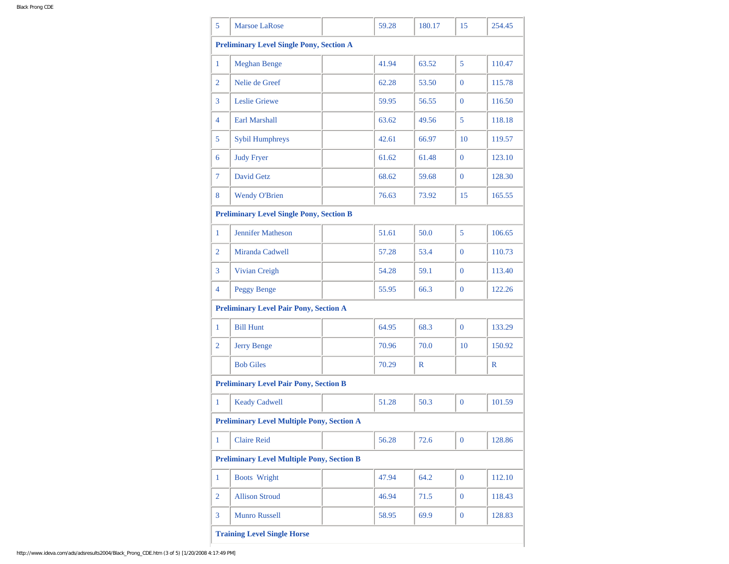| | | | | | | |
|---|---|---|---|---|---|---|
| 5 | Marsoe LaRose | | 59.28 | 180.17 | 15 | 254.45 |
| **Preliminary Level Single Pony, Section A** | | | | | | |
| 1 | Meghan Benge | | 41.94 | 63.52 | 5 | 110.47 |
| 2 | Nelie de Greef | | 62.28 | 53.50 | 0 | 115.78 |
| 3 | Leslie Griewe | | 59.95 | 56.55 | 0 | 116.50 |
| 4 | Earl Marshall | | 63.62 | 49.56 | 5 | 118.18 |
| 5 | Sybil Humphreys | | 42.61 | 66.97 | 10 | 119.57 |
| 6 | Judy Fryer | | 61.62 | 61.48 | 0 | 123.10 |
| 7 | David Getz | | 68.62 | 59.68 | 0 | 128.30 |
| 8 | Wendy O'Brien | | 76.63 | 73.92 | 15 | 165.55 |
| **Preliminary Level Single Pony, Section B** | | | | | | |
| 1 | Jennifer Matheson | | 51.61 | 50.0 | 5 | 106.65 |
| 2 | Miranda Cadwell | | 57.28 | 53.4 | 0 | 110.73 |
| 3 | Vivian Creigh | | 54.28 | 59.1 | 0 | 113.40 |
| 4 | Peggy Benge | | 55.95 | 66.3 | 0 | 122.26 |
| **Preliminary Level Pair Pony, Section A** | | | | | | |
| 1 | Bill Hunt | | 64.95 | 68.3 | 0 | 133.29 |
| 2 | Jerry Benge | | 70.96 | 70.0 | 10 | 150.92 |
| | Bob Giles | | 70.29 | R | | R |
| **Preliminary Level Pair Pony, Section B** | | | | | | |
| 1 | Keady Cadwell | | 51.28 | 50.3 | 0 | 101.59 |
| **Preliminary Level Multiple Pony, Section A** | | | | | | |
| 1 | Claire Reid | | 56.28 | 72.6 | 0 | 128.86 |
| **Preliminary Level Multiple Pony, Section B** | | | | | | |
| 1 | Boots Wright | | 47.94 | 64.2 | 0 | 112.10 |
| 2 | Allison Stroud | | 46.94 | 71.5 | 0 | 118.43 |
| 3 | Munro Russell | | 58.95 | 69.9 | 0 | 128.83 |
| **Training Level Single Horse** | | | | | | |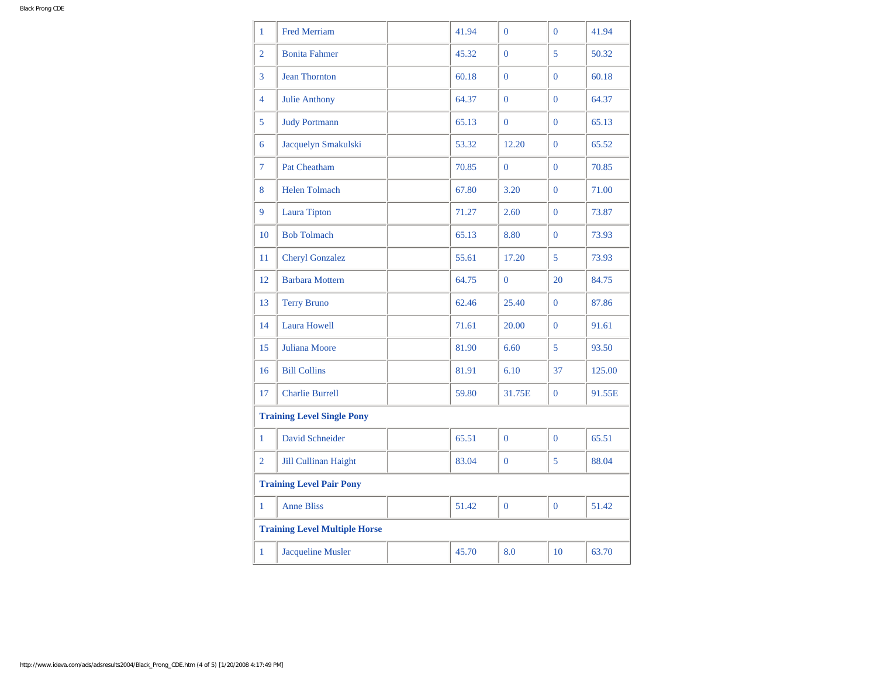| | | | | | | |
|---|---|---|---|---|---|---|
| 1 | Fred Merriam | | 41.94 | 0 | 0 | 41.94 |
| 2 | Bonita Fahmer | | 45.32 | 0 | 5 | 50.32 |
| 3 | Jean Thornton | | 60.18 | 0 | 0 | 60.18 |
| 4 | Julie Anthony | | 64.37 | 0 | 0 | 64.37 |
| 5 | Judy Portmann | | 65.13 | 0 | 0 | 65.13 |
| 6 | Jacquelyn Smakulski | | 53.32 | 12.20 | 0 | 65.52 |
| 7 | Pat Cheatham | | 70.85 | 0 | 0 | 70.85 |
| 8 | Helen Tolmach | | 67.80 | 3.20 | 0 | 71.00 |
| 9 | Laura Tipton | | 71.27 | 2.60 | 0 | 73.87 |
| 10 | Bob Tolmach | | 65.13 | 8.80 | 0 | 73.93 |
| 11 | Cheryl Gonzalez | | 55.61 | 17.20 | 5 | 73.93 |
| 12 | Barbara Mottern | | 64.75 | 0 | 20 | 84.75 |
| 13 | Terry Bruno | | 62.46 | 25.40 | 0 | 87.86 |
| 14 | Laura Howell | | 71.61 | 20.00 | 0 | 91.61 |
| 15 | Juliana Moore | | 81.90 | 6.60 | 5 | 93.50 |
| 16 | Bill Collins | | 81.91 | 6.10 | 37 | 125.00 |
| 17 | Charlie Burrell | | 59.80 | 31.75E | 0 | 91.55E |
| **Training Level Single Pony** | | | | | | |
| 1 | David Schneider | | 65.51 | 0 | 0 | 65.51 |
| 2 | Jill Cullinan Haight | | 83.04 | 0 | 5 | 88.04 |
| **Training Level Pair Pony** | | | | | | |
| 1 | Anne Bliss | | 51.42 | 0 | 0 | 51.42 |
| **Training Level Multiple Horse** | | | | | | |
| 1 | Jacqueline Musler | | 45.70 | 8.0 | 10 | 63.70 |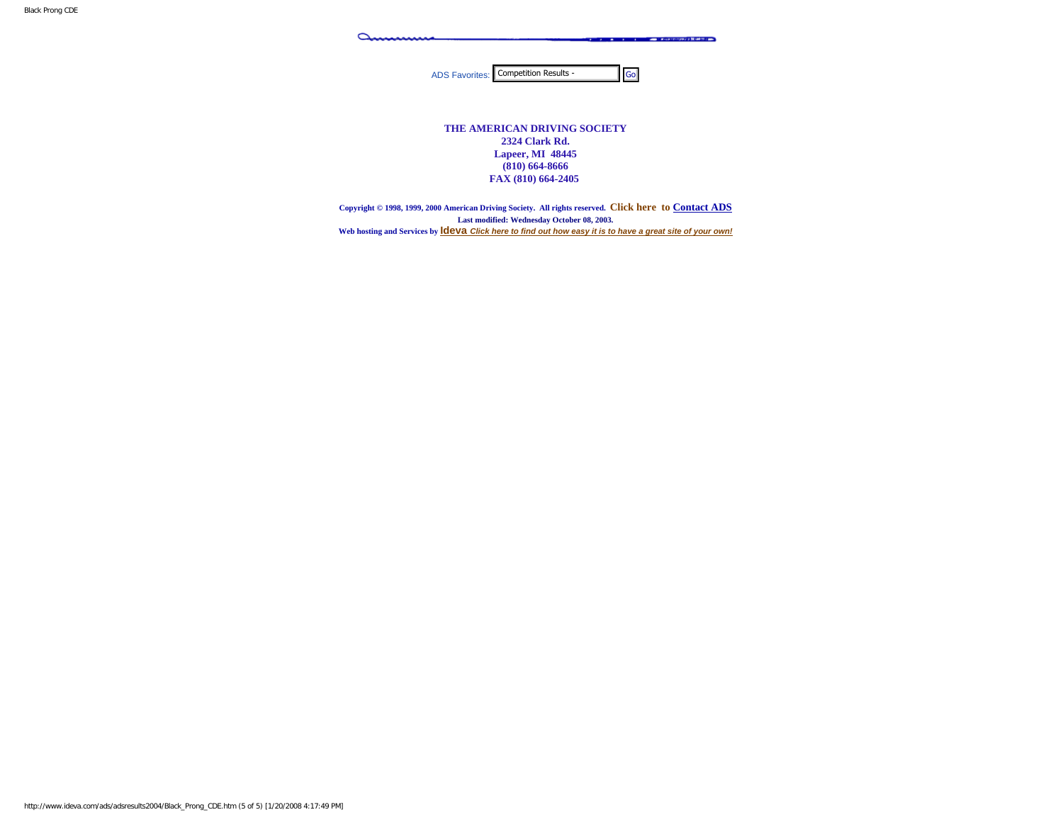ADS Favorites: Competition Results - Go

**THE AMERICAN DRIVING SOCIETY**
**2324 Clark Rd.**
**Lapeer, MI 48445**
**(810) 664-8666**
**FAX (810) 664-2405**

**Copyright © 1998, 1999, 2000 American Driving Society. All rights reserved. Click here to Contact ADS**
**Last modified: Wednesday October 08, 2003.**
**Web hosting and Services by Ideva *Click here to find out how easy it is to have a great site of your own!***